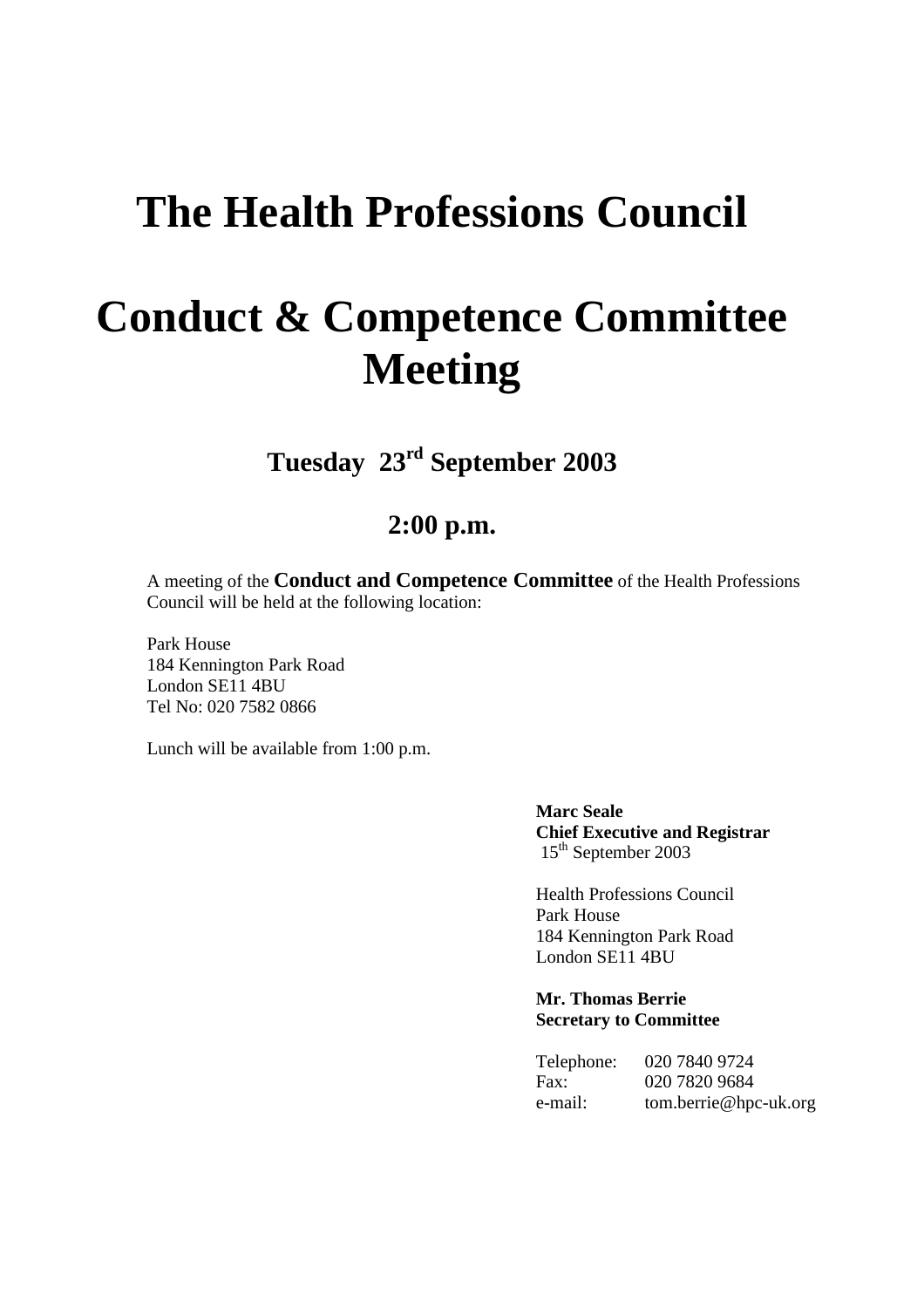# The Health Professions Council

# Conduct & Competence Committee Meeting

## Tuesday 23rd September 2003

## 2:00 p.m.

A meeting of the **Conduct and Competence Committee** of the Health Professions Council will be held at the following location:

Park House
184 Kennington Park Road
London SE11 4BU
Tel No: 020 7582 0866

Lunch will be available from 1:00 p.m.

**Marc Seale**
**Chief Executive and Registrar**
15th September 2003

Health Professions Council
Park House
184 Kennington Park Road
London SE11 4BU

**Mr. Thomas Berrie**
**Secretary to Committee**

Telephone: 020 7840 9724
Fax: 020 7820 9684
e-mail: tom.berrie@hpc-uk.org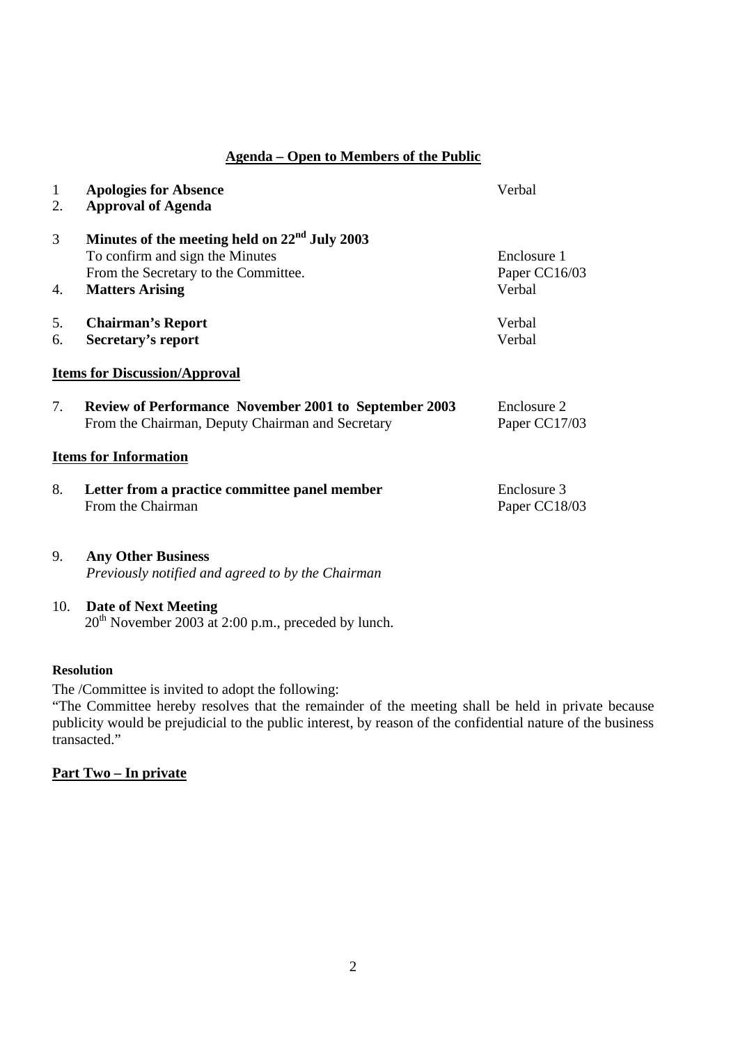## Agenda – Open to Members of the Public

| | | |
|---|---|---|
| 1 | **Apologies for Absence** | Verbal |
| 2. | **Approval of Agenda** | |
| 3 | **Minutes of the meeting held on 22nd July 2003**<br>To confirm and sign the Minutes<br>From the Secretary to the Committee. | Enclosure 1<br>Paper CC16/03 |
| 4. | **Matters Arising** | Verbal |
| 5. | **Chairman's Report** | Verbal |
| 6. | **Secretary's report** | Verbal |

**Items for Discussion/Approval**

| | | |
|---|---|---|
| 7. | **Review of Performance November 2001 to September 2003**<br>From the Chairman, Deputy Chairman and Secretary | Enclosure 2<br>Paper CC17/03 |

**Items for Information**

| | | |
|---|---|---|
| 8. | **Letter from a practice committee panel member**<br>From the Chairman | Enclosure 3<br>Paper CC18/03 |

9. **Any Other Business**
   *Previously notified and agreed to by the Chairman*

10. **Date of Next Meeting**
    20th November 2003 at 2:00 p.m., preceded by lunch.

**Resolution**

The /Committee is invited to adopt the following:

"The Committee hereby resolves that the remainder of the meeting shall be held in private because publicity would be prejudicial to the public interest, by reason of the confidential nature of the business transacted."

**Part Two – In private**